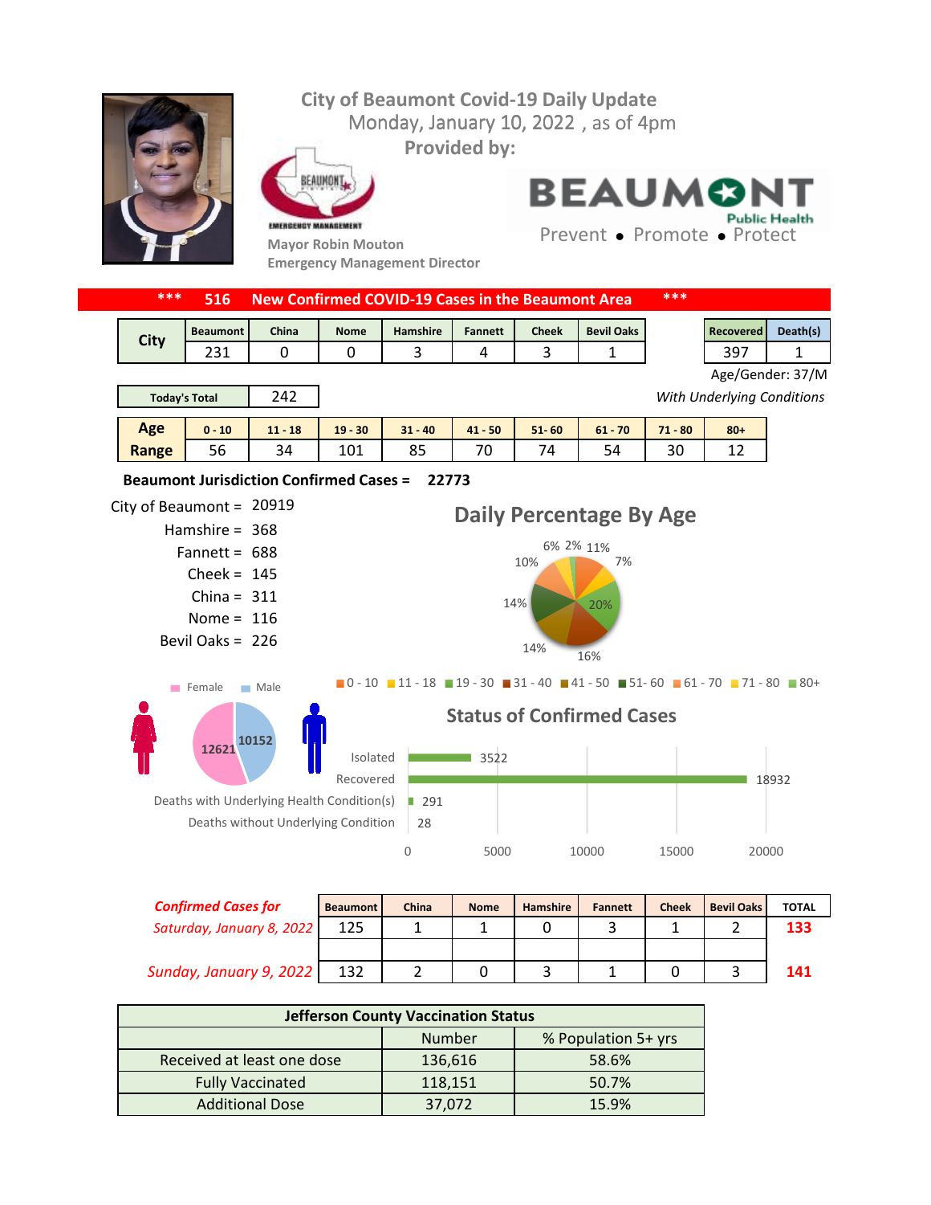# City of Beaumont Covid-19 Daily Update

Monday, January 10, 2022 , as of 4pm

Provided by:

Mayor Robin Mouton

Emergency Management Director

BEAUMONT Public Health

Prevent • Promote • Protect

## *** 516 New Confirmed COVID-19 Cases in the Beaumont Area ***

| City | Beaumont | China | Nome | Hamshire | Fannett | Cheek | Bevil Oaks |
|---|---|---|---|---|---|---|---|
| | 231 | 0 | 0 | 3 | 4 | 3 | 1 |

| Recovered | Death(s) |
|---|---|
| 397 | 1 |

Age/Gender: 37/M

*With Underlying Conditions*

| Today's Total | 242 |
|---|---|

| Age Range | 0 - 10 | 11 - 18 | 19 - 30 | 31 - 40 | 41 - 50 | 51- 60 | 61 - 70 | 71 - 80 | 80+ |
|---|---|---|---|---|---|---|---|---|---|
| | 56 | 34 | 101 | 85 | 70 | 74 | 54 | 30 | 12 |

**Beaumont Jurisdiction Confirmed Cases = 22773**

City of Beaumont = 20919
Hamshire = 368
Fannett = 688
Cheek = 145
China = 311
Nome = 116
Bevil Oaks = 226

### Daily Percentage By Age

11%, 7%, 20%, 16%, 14%, 14%, 10%, 6%, 2%

0 - 10, 11 - 18, 19 - 30, 31 - 40, 41 - 50, 51- 60, 61 - 70, 71 - 80, 80+

Female: 12621
Male: 10152

### Status of Confirmed Cases

| Status | Count |
|---|---|
| Isolated | 3522 |
| Recovered | 18932 |
| Deaths with Underlying Health Condition(s) | 291 |
| Deaths without Underlying Condition | 28 |

| Confirmed Cases for | Beaumont | China | Nome | Hamshire | Fannett | Cheek | Bevil Oaks | TOTAL |
|---|---|---|---|---|---|---|---|---|
| *Saturday, January 8, 2022* | 125 | 1 | 1 | 0 | 3 | 1 | 2 | **133** |
| *Sunday, January 9, 2022* | 132 | 2 | 0 | 3 | 1 | 0 | 3 | **141** |

| Jefferson County Vaccination Status | | |
|---|---|---|
| | Number | % Population 5+ yrs |
| Received at least one dose | 136,616 | 58.6% |
| Fully Vaccinated | 118,151 | 50.7% |
| Additional Dose | 37,072 | 15.9% |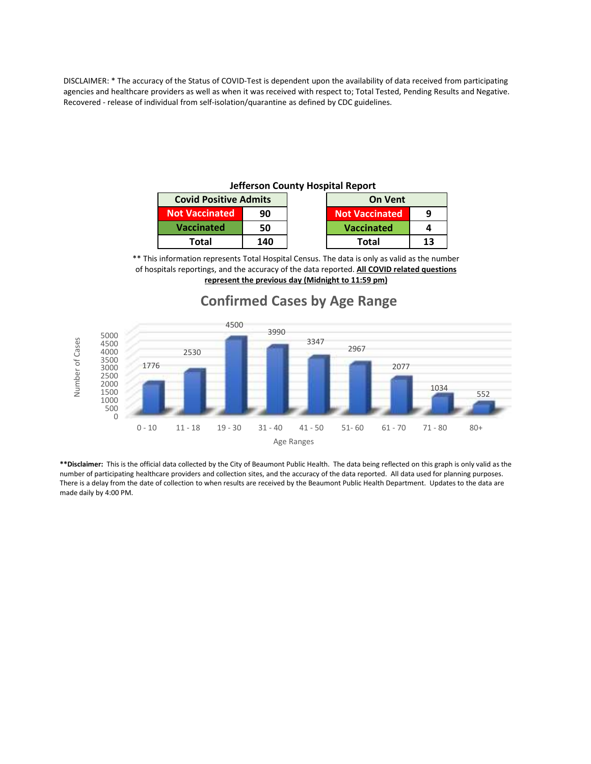DISCLAIMER: * The accuracy of the Status of COVID-Test is dependent upon the availability of data received from participating agencies and healthcare providers as well as when it was received with respect to; Total Tested, Pending Results and Negative. Recovered - release of individual from self-isolation/quarantine as defined by CDC guidelines.

## Jefferson County Hospital Report

| Covid Positive Admits | |
|---|---|
| Not Vaccinated | 90 |
| Vaccinated | 50 |
| Total | 140 |

| On Vent | |
|---|---|
| Not Vaccinated | 9 |
| Vaccinated | 4 |
| Total | 13 |

** This information represents Total Hospital Census. The data is only as valid as the number of hospitals reportings, and the accuracy of the data reported. **All COVID related questions represent the previous day (Midnight to 11:59 pm)**

## Confirmed Cases by Age Range

Number of Cases

5000
4500
4000
3500
3000
2500
2000
1500
1000
500
0

1776
2530
4500
3990
3347
2967
2077
1034
552

0 - 10
11 - 18
19 - 30
31 - 40
41 - 50
51- 60
61 - 70
71 - 80
80+

Age Ranges

****Disclaimer:** This is the official data collected by the City of Beaumont Public Health. The data being reflected on this graph is only valid as the number of participating healthcare providers and collection sites, and the accuracy of the data reported. All data used for planning purposes. There is a delay from the date of collection to when results are received by the Beaumont Public Health Department. Updates to the data are made daily by 4:00 PM.